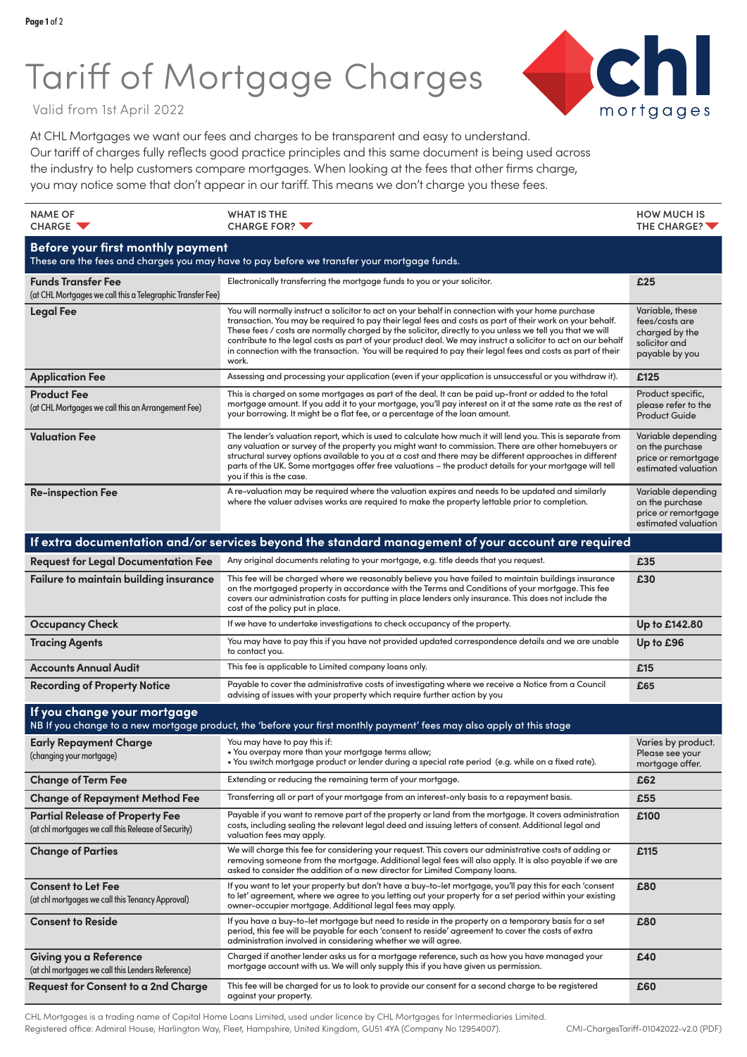# Tariff of Mortgage Charges

Valid from 1st April 2022

At CHL Mortgages we want our fees and charges to be transparent and easy to understand. Our tariff of charges fully reflects good practice principles and this same document is being used across the industry to help customers compare mortgages. When looking at the fees that other firms charge, you may notice some that don't appear in our tariff. This means we don't charge you these fees.

| NAME OF CHARGE | WHAT IS THE CHARGE FOR? | HOW MUCH IS THE CHARGE? |
|---|---|---|
| **Before your first monthly payment** These are the fees and charges you may have to pay before we transfer your mortgage funds. | | |
| **Funds Transfer Fee** (at CHL Mortgages we call this a Telegraphic Transfer Fee) | Electronically transferring the mortgage funds to you or your solicitor. | £25 |
| **Legal Fee** | You will normally instruct a solicitor to act on your behalf in connection with your home purchase transaction. You may be required to pay their legal fees and costs as part of their work on your behalf. These fees / costs are normally charged by the solicitor, directly to you unless we tell you that we will contribute to the legal costs as part of your product deal. We may instruct a solicitor to act on our behalf in connection with the transaction. You will be required to pay their legal fees and costs as part of their work. | Variable, these fees/costs are charged by the solicitor and payable by you |
| **Application Fee** | Assessing and processing your application (even if your application is unsuccessful or you withdraw it). | £125 |
| **Product Fee** (at CHL Mortgages we call this an Arrangement Fee) | This is charged on some mortgages as part of the deal. It can be paid up-front or added to the total mortgage amount. If you add it to your mortgage, you'll pay interest on it at the same rate as the rest of your borrowing. It might be a flat fee, or a percentage of the loan amount. | Product specific, please refer to the Product Guide |
| **Valuation Fee** | The lender's valuation report, which is used to calculate how much it will lend you. This is separate from any valuation or survey of the property you might want to commission. There are other homebuyers or structural survey options available to you at a cost and there may be different approaches in different parts of the UK. Some mortgages offer free valuations – the product details for your mortgage will tell you if this is the case. | Variable depending on the purchase price or remortgage estimated valuation |
| **Re-inspection Fee** | A re-valuation may be required where the valuation expires and needs to be updated and similarly where the valuer advises works are required to make the property lettable prior to completion. | Variable depending on the purchase price or remortgage estimated valuation |
| **If extra documentation and/or services beyond the standard management of your account are required** | | |
| **Request for Legal Documentation Fee** | Any original documents relating to your mortgage, e.g. title deeds that you request. | £35 |
| **Failure to maintain building insurance** | This fee will be charged where we reasonably believe you have failed to maintain buildings insurance on the mortgaged property in accordance with the Terms and Conditions of your mortgage. This fee covers our administration costs for putting in place lenders only insurance. This does not include the cost of the policy put in place. | £30 |
| **Occupancy Check** | If we have to undertake investigations to check occupancy of the property. | Up to £142.80 |
| **Tracing Agents** | You may have to pay this if you have not provided updated correspondence details and we are unable to contact you. | Up to £96 |
| **Accounts Annual Audit** | This fee is applicable to Limited company loans only. | £15 |
| **Recording of Property Notice** | Payable to cover the administrative costs of investigating where we receive a Notice from a Council advising of issues with your property which require further action by you | £65 |
| **If you change your mortgage** NB If you change to a new mortgage product, the 'before your first monthly payment' fees may also apply at this stage | | |
| **Early Repayment Charge** (changing your mortgage) | You may have to pay this if:<br>• You overpay more than your mortgage terms allow;<br>• You switch mortgage product or lender during a special rate period (e.g. while on a fixed rate). | Varies by product. Please see your mortgage offer. |
| **Change of Term Fee** | Extending or reducing the remaining term of your mortgage. | £62 |
| **Change of Repayment Method Fee** | Transferring all or part of your mortgage from an interest-only basis to a repayment basis. | £55 |
| **Partial Release of Property Fee** (at chl mortgages we call this Release of Security) | Payable if you want to remove part of the property or land from the mortgage. It covers administration costs, including sealing the relevant legal deed and issuing letters of consent. Additional legal and valuation fees may apply. | £100 |
| **Change of Parties** | We will charge this fee for considering your request. This covers our administrative costs of adding or removing someone from the mortgage. Additional legal fees will also apply. It is also payable if we are asked to consider the addition of a new director for Limited Company loans. | £115 |
| **Consent to Let Fee** (at chl mortgages we call this Tenancy Approval) | If you want to let your property but don't have a buy-to-let mortgage, you'll pay this for each 'consent to let' agreement, where we agree to you letting out your property for a set period within your existing owner-occupier mortgage. Additional legal fees may apply. | £80 |
| **Consent to Reside** | If you have a buy-to-let mortgage but need to reside in the property on a temporary basis for a set period, this fee will be payable for each 'consent to reside' agreement to cover the costs of extra administration involved in considering whether we will agree. | £80 |
| **Giving you a Reference** (at chl mortgages we call this Lenders Reference) | Charged if another lender asks us for a mortgage reference, such as how you have managed your mortgage account with us. We will only supply this if you have given us permission. | £40 |
| **Request for Consent to a 2nd Charge** | This fee will be charged for us to look to provide our consent for a second charge to be registered against your property. | £60 |

CHL Mortgages is a trading name of Capital Home Loans Limited, used under licence by CHL Mortgages for Intermediaries Limited.
Registered office: Admiral House, Harlington Way, Fleet, Hampshire, United Kingdom, GU51 4YA (Company No 12954007).

CMI-ChargesTariff-01042022-v2.0 (PDF)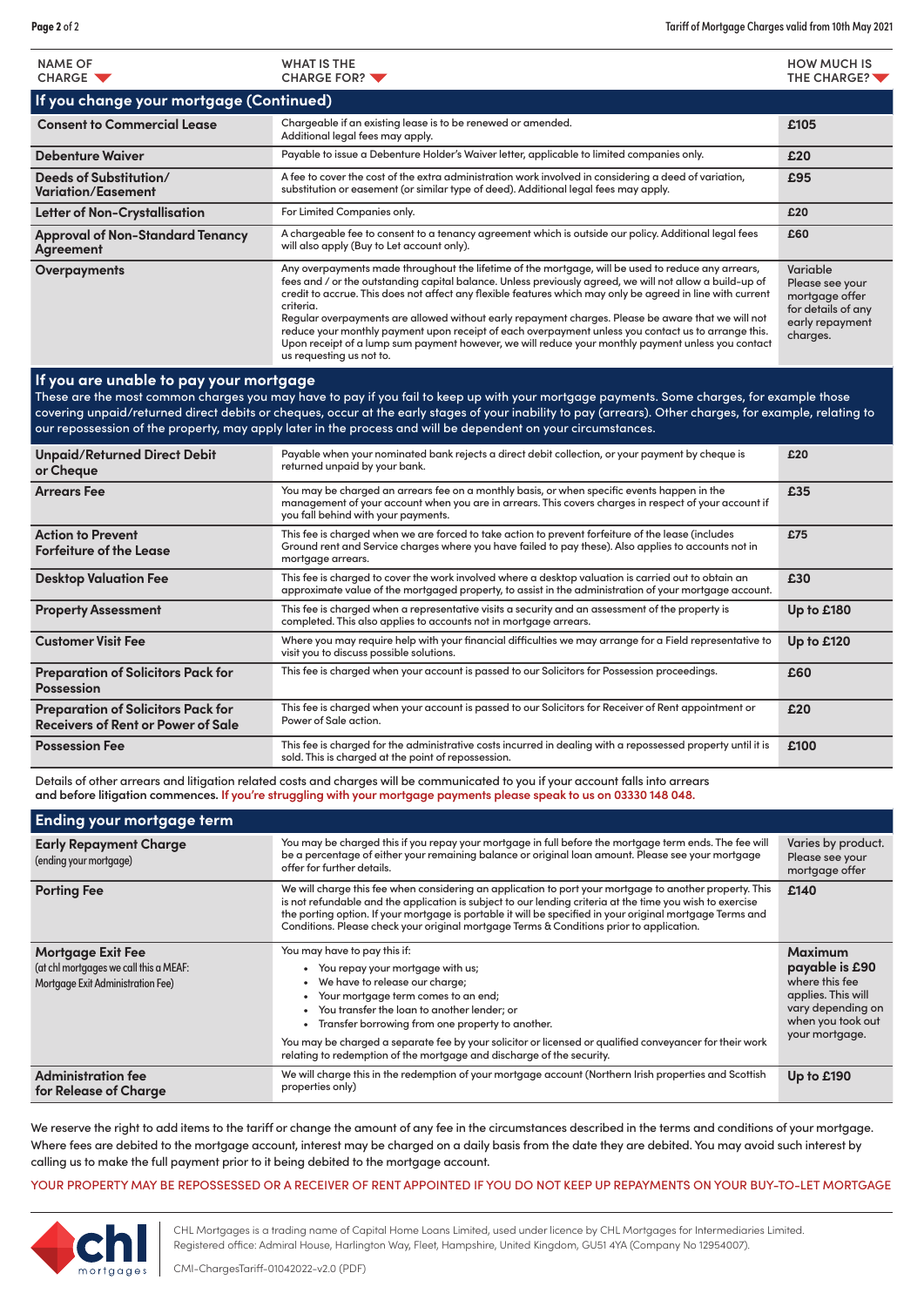| NAME OF CHARGE | WHAT IS THE CHARGE FOR? | HOW MUCH IS THE CHARGE? |
|---|---|---|
| **If you change your mortgage (Continued)** | | |
| **Consent to Commercial Lease** | Chargeable if an existing lease is to be renewed or amended. Additional legal fees may apply. | **£105** |
| **Debenture Waiver** | Payable to issue a Debenture Holder's Waiver letter, applicable to limited companies only. | **£20** |
| **Deeds of Substitution/ Variation/Easement** | A fee to cover the cost of the extra administration work involved in considering a deed of variation, substitution or easement (or similar type of deed). Additional legal fees may apply. | **£95** |
| **Letter of Non-Crystallisation** | For Limited Companies only. | **£20** |
| **Approval of Non-Standard Tenancy Agreement** | A chargeable fee to consent to a tenancy agreement which is outside our policy. Additional legal fees will also apply (Buy to Let account only). | **£60** |
| **Overpayments** | Any overpayments made throughout the lifetime of the mortgage, will be used to reduce any arrears, fees and / or the outstanding capital balance. Unless previously agreed, we will not allow a build-up of credit to accrue. This does not affect any flexible features which may only be agreed in line with current criteria. Regular overpayments are allowed without early repayment charges. Please be aware that we will not reduce your monthly payment upon receipt of each overpayment unless you contact us to arrange this. Upon receipt of a lump sum payment however, we will reduce your monthly payment unless you contact us requesting us not to. | Variable Please see your mortgage offer for details of any early repayment charges. |

## If you are unable to pay your mortgage

These are the most common charges you may have to pay if you fail to keep up with your mortgage payments. Some charges, for example those covering unpaid/returned direct debits or cheques, occur at the early stages of your inability to pay (arrears). Other charges, for example, relating to our repossession of the property, may apply later in the process and will be dependent on your circumstances.

| NAME OF CHARGE | WHAT IS THE CHARGE FOR? | HOW MUCH IS THE CHARGE? |
|---|---|---|
| **Unpaid/Returned Direct Debit or Cheque** | Payable when your nominated bank rejects a direct debit collection, or your payment by cheque is returned unpaid by your bank. | **£20** |
| **Arrears Fee** | You may be charged an arrears fee on a monthly basis, or when specific events happen in the management of your account when you are in arrears. This covers charges in respect of your account if you fall behind with your payments. | **£35** |
| **Action to Prevent Forfeiture of the Lease** | This fee is charged when we are forced to take action to prevent forfeiture of the lease (includes Ground rent and Service charges where you have failed to pay these). Also applies to accounts not in mortgage arrears. | **£75** |
| **Desktop Valuation Fee** | This fee is charged to cover the work involved where a desktop valuation is carried out to obtain an approximate value of the mortgaged property, to assist in the administration of your mortgage account. | **£30** |
| **Property Assessment** | This fee is charged when a representative visits a security and an assessment of the property is completed. This also applies to accounts not in mortgage arrears. | **Up to £180** |
| **Customer Visit Fee** | Where you may require help with your financial difficulties we may arrange for a Field representative to visit you to discuss possible solutions. | **Up to £120** |
| **Preparation of Solicitors Pack for Possession** | This fee is charged when your account is passed to our Solicitors for Possession proceedings. | **£60** |
| **Preparation of Solicitors Pack for Receivers of Rent or Power of Sale** | This fee is charged when your account is passed to our Solicitors for Receiver of Rent appointment or Power of Sale action. | **£20** |
| **Possession Fee** | This fee is charged for the administrative costs incurred in dealing with a repossessed property until it is sold. This is charged at the point of repossession. | **£100** |

Details of other arrears and litigation related costs and charges will be communicated to you if your account falls into arrears and before litigation commences. If you're struggling with your mortgage payments please speak to us on 03330 148 048.

## Ending your mortgage term

| NAME OF CHARGE | WHAT IS THE CHARGE FOR? | HOW MUCH IS THE CHARGE? |
|---|---|---|
| **Early Repayment Charge** (ending your mortgage) | You may be charged this if you repay your mortgage in full before the mortgage term ends. The fee will be a percentage of either your remaining balance or original loan amount. Please see your mortgage offer for further details. | Varies by product. Please see your mortgage offer |
| **Porting Fee** | We will charge this fee when considering an application to port your mortgage to another property. This is not refundable and the application is subject to our lending criteria at the time you wish to exercise the porting option. If your mortgage is portable it will be specified in your original mortgage Terms and Conditions. Please check your original mortgage Terms & Conditions prior to application. | **£140** |
| **Mortgage Exit Fee** (at chl mortgages we call this a MEAF: Mortgage Exit Administration Fee) | You may have to pay this if: <br>• You repay your mortgage with us; <br>• We have to release our charge; <br>• Your mortgage term comes to an end; <br>• You transfer the loan to another lender; or <br>• Transfer borrowing from one property to another. <br>You may be charged a separate fee by your solicitor or licensed or qualified conveyancer for their work relating to redemption of the mortgage and discharge of the security. | **Maximum payable is £90** where this fee applies. This will vary depending on when you took out your mortgage. |
| **Administration fee for Release of Charge** | We will charge this in the redemption of your mortgage account (Northern Irish properties and Scottish properties only) | **Up to £190** |

We reserve the right to add items to the tariff or change the amount of any fee in the circumstances described in the terms and conditions of your mortgage. Where fees are debited to the mortgage account, interest may be charged on a daily basis from the date they are debited. You may avoid such interest by calling us to make the full payment prior to it being debited to the mortgage account.

YOUR PROPERTY MAY BE REPOSSESSED OR A RECEIVER OF RENT APPOINTED IF YOU DO NOT KEEP UP REPAYMENTS ON YOUR BUY-TO-LET MORTGAGE

chl mortgages

CHL Mortgages is a trading name of Capital Home Loans Limited, used under licence by CHL Mortgages for Intermediaries Limited. Registered office: Admiral House, Harlington Way, Fleet, Hampshire, United Kingdom, GU51 4YA (Company No 12954007).

CMI-ChargesTariff-01042022-v2.0 (PDF)